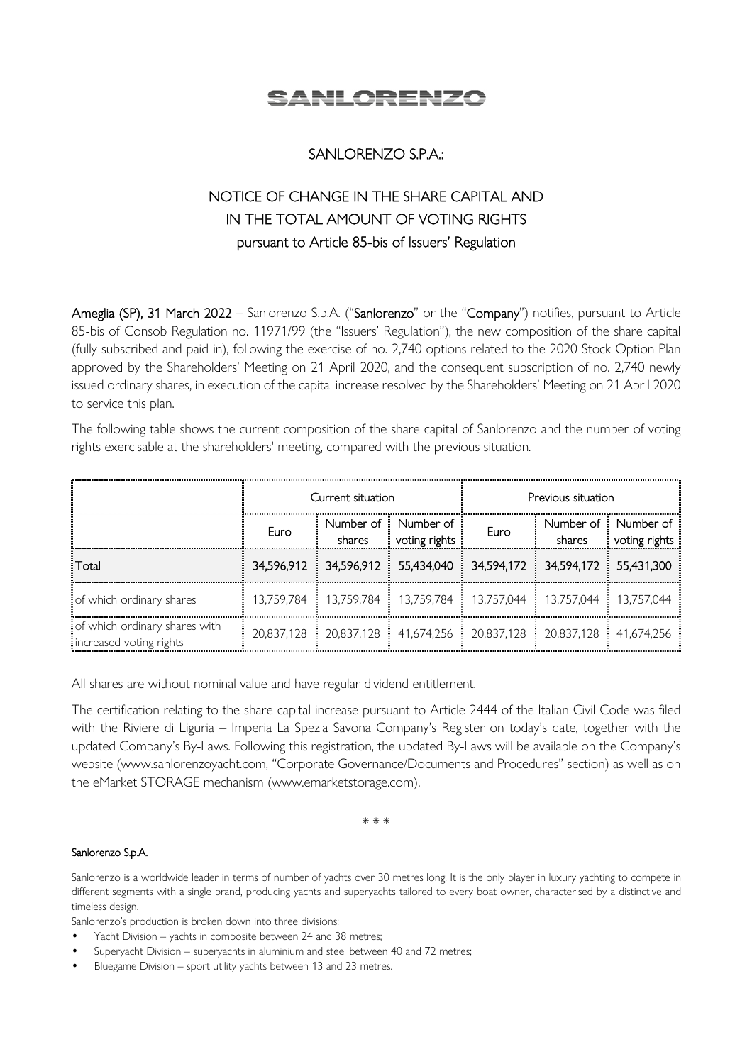# SANLORENZO

## SANLORENZO S.P.A.:

## NOTICE OF CHANGE IN THE SHARE CAPITAL AND IN THE TOTAL AMOUNT OF VOTING RIGHTS pursuant to Article 85-bis of Issuers' Regulation

**Ameglia (SP), 31 March 2022** – Sanlorenzo S.p.A. ("**Sanlorenzo**" or the "**Company**") notifies, pursuant to Article 85-bis of Consob Regulation no. 11971/99 (the "Issuers' Regulation"), the new composition of the share capital (fully subscribed and paid-in), following the exercise of no. 2,740 options related to the 2020 Stock Option Plan approved by the Shareholders' Meeting on 21 April 2020, and the consequent subscription of no. 2,740 newly issued ordinary shares, in execution of the capital increase resolved by the Shareholders' Meeting on 21 April 2020 to service this plan.

The following table shows the current composition of the share capital of Sanlorenzo and the number of voting rights exercisable at the shareholders' meeting, compared with the previous situation.

| | Current situation | | | Previous situation | | |
|---|---|---|---|---|---|---|
| | Euro | Number of shares | Number of voting rights | Euro | Number of shares | Number of voting rights |
| Total | 34,596,912 | 34,596,912 | 55,434,040 | 34,594,172 | 34,594,172 | 55,431,300 |
| of which ordinary shares | 13,759,784 | 13,759,784 | 13,759,784 | 13,757,044 | 13,757,044 | 13,757,044 |
| of which ordinary shares with increased voting rights | 20,837,128 | 20,837,128 | 41,674,256 | 20,837,128 | 20,837,128 | 41,674,256 |

All shares are without nominal value and have regular dividend entitlement.

The certification relating to the share capital increase pursuant to Article 2444 of the Italian Civil Code was filed with the Riviere di Liguria – Imperia La Spezia Savona Company's Register on today's date, together with the updated Company's By-Laws. Following this registration, the updated By-Laws will be available on the Company's website (www.sanlorenzoyacht.com, "Corporate Governance/Documents and Procedures" section) as well as on the eMarket STORAGE mechanism (www.emarketstorage.com).

\* \* \*

**Sanlorenzo S.p.A.**

Sanlorenzo is a worldwide leader in terms of number of yachts over 30 metres long. It is the only player in luxury yachting to compete in different segments with a single brand, producing yachts and superyachts tailored to every boat owner, characterised by a distinctive and timeless design.

Sanlorenzo's production is broken down into three divisions:

- Yacht Division – yachts in composite between 24 and 38 metres;
- Superyacht Division – superyachts in aluminium and steel between 40 and 72 metres;
- Bluegame Division – sport utility yachts between 13 and 23 metres.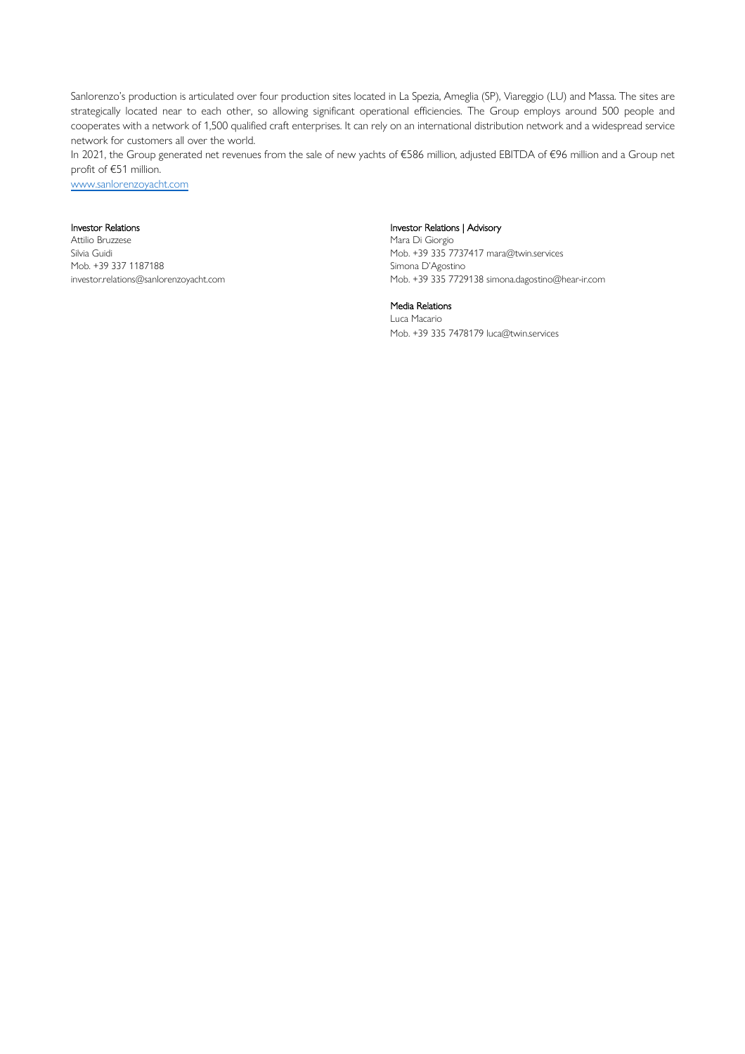Sanlorenzo's production is articulated over four production sites located in La Spezia, Ameglia (SP), Viareggio (LU) and Massa. The sites are strategically located near to each other, so allowing significant operational efficiencies. The Group employs around 500 people and cooperates with a network of 1,500 qualified craft enterprises. It can rely on an international distribution network and a widespread service network for customers all over the world.

In 2021, the Group generated net revenues from the sale of new yachts of €586 million, adjusted EBITDA of €96 million and a Group net profit of €51 million.

www.sanlorenzoyacht.com

**Investor Relations**
Attilio Bruzzese
Silvia Guidi
Mob. +39 337 1187188
investor.relations@sanlorenzoyacht.com

**Investor Relations | Advisory**
Mara Di Giorgio
Mob. +39 335 7737417 mara@twin.services
Simona D'Agostino
Mob. +39 335 7729138 simona.dagostino@hear-ir.com

**Media Relations**
Luca Macario
Mob. +39 335 7478179 luca@twin.services